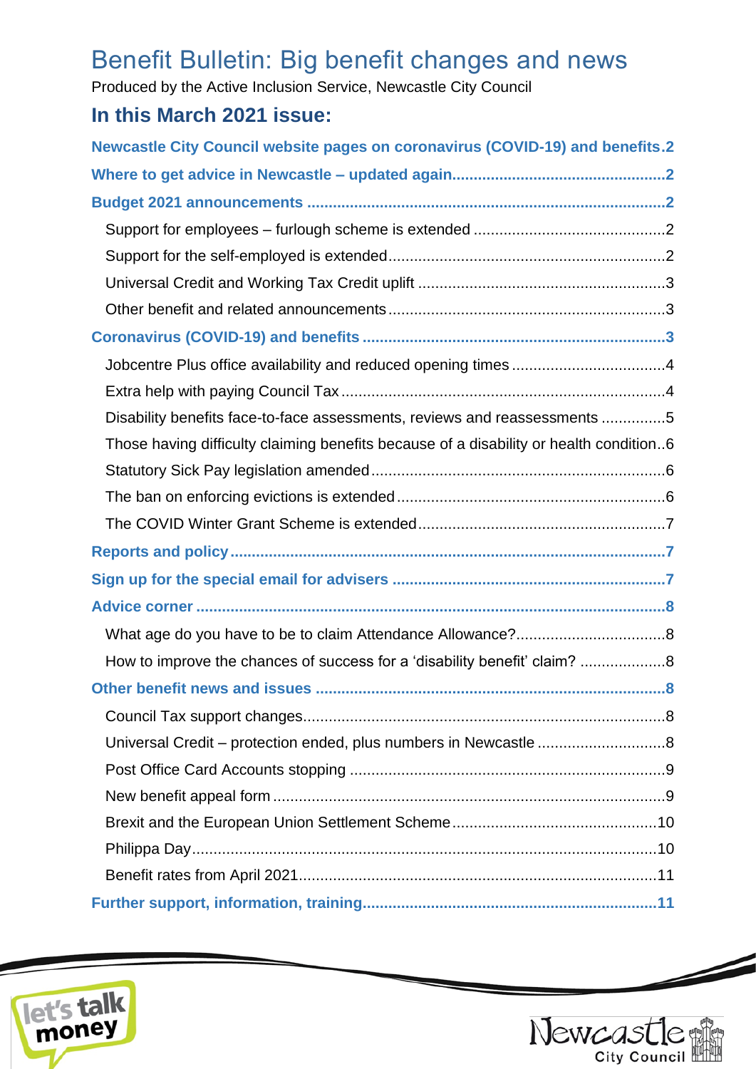# Benefit Bulletin: Big benefit changes and news

Produced by the Active Inclusion Service, Newcastle City Council

## In this March 2021 issue:

**Newcastle City Council website pages on coronavirus (COVID-19) and benefits.2**

**Where to get advice in Newcastle – updated again.....2**

**Budget 2021 announcements .....2**

- Support for employees – furlough scheme is extended .....2
- Support for the self-employed is extended.....2
- Universal Credit and Working Tax Credit uplift .....3
- Other benefit and related announcements.....3

**Coronavirus (COVID-19) and benefits .....3**

- Jobcentre Plus office availability and reduced opening times .....4
- Extra help with paying Council Tax .....4
- Disability benefits face-to-face assessments, reviews and reassessments .....5
- Those having difficulty claiming benefits because of a disability or health condition..6
- Statutory Sick Pay legislation amended.....6
- The ban on enforcing evictions is extended.....6
- The COVID Winter Grant Scheme is extended.....7

**Reports and policy.....7**

**Sign up for the special email for advisers .....7**

**Advice corner .....8**

- What age do you have to be to claim Attendance Allowance?.....8
- How to improve the chances of success for a 'disability benefit' claim? .....8

**Other benefit news and issues .....8**

- Council Tax support changes.....8
- Universal Credit – protection ended, plus numbers in Newcastle .....8
- Post Office Card Accounts stopping .....9
- New benefit appeal form .....9
- Brexit and the European Union Settlement Scheme.....10
- Philippa Day.....10
- Benefit rates from April 2021.....11

**Further support, information, training.....11**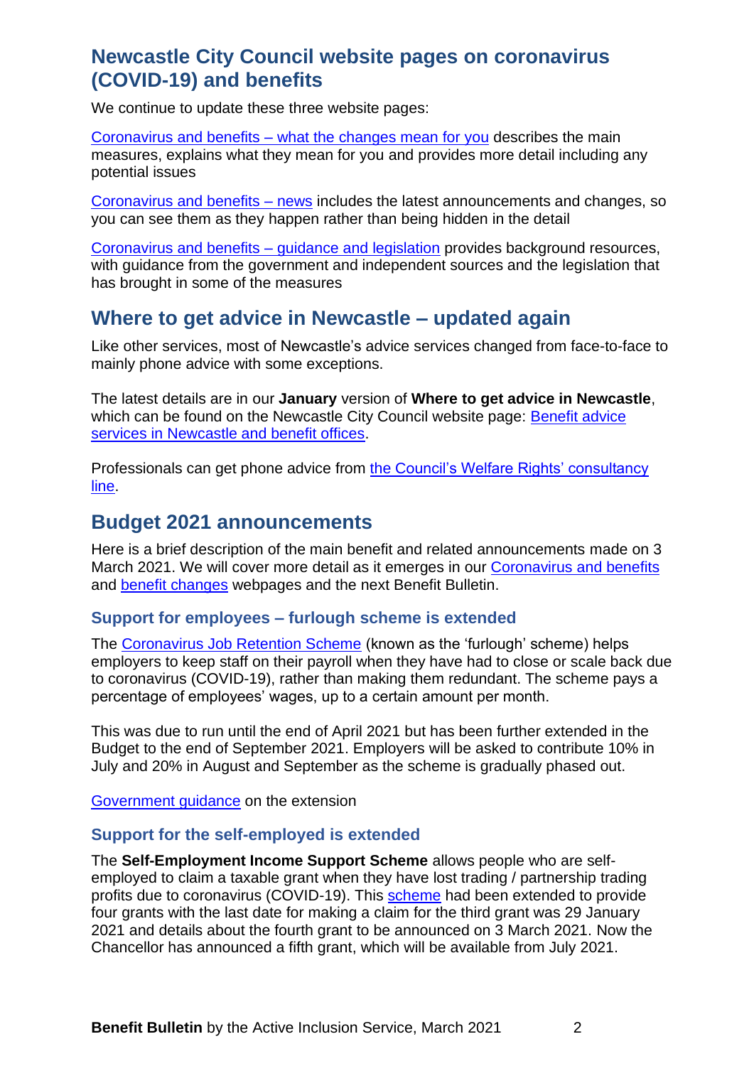## Newcastle City Council website pages on coronavirus (COVID-19) and benefits

We continue to update these three website pages:

Coronavirus and benefits – what the changes mean for you describes the main measures, explains what they mean for you and provides more detail including any potential issues

Coronavirus and benefits – news includes the latest announcements and changes, so you can see them as they happen rather than being hidden in the detail

Coronavirus and benefits – guidance and legislation provides background resources, with guidance from the government and independent sources and the legislation that has brought in some of the measures

## Where to get advice in Newcastle – updated again

Like other services, most of Newcastle's advice services changed from face-to-face to mainly phone advice with some exceptions.

The latest details are in our **January** version of **Where to get advice in Newcastle**, which can be found on the Newcastle City Council website page: Benefit advice services in Newcastle and benefit offices.

Professionals can get phone advice from the Council's Welfare Rights' consultancy line.

## Budget 2021 announcements

Here is a brief description of the main benefit and related announcements made on 3 March 2021. We will cover more detail as it emerges in our Coronavirus and benefits and benefit changes webpages and the next Benefit Bulletin.

### Support for employees – furlough scheme is extended

The Coronavirus Job Retention Scheme (known as the 'furlough' scheme) helps employers to keep staff on their payroll when they have had to close or scale back due to coronavirus (COVID-19), rather than making them redundant. The scheme pays a percentage of employees' wages, up to a certain amount per month.

This was due to run until the end of April 2021 but has been further extended in the Budget to the end of September 2021. Employers will be asked to contribute 10% in July and 20% in August and September as the scheme is gradually phased out.

Government guidance on the extension

### Support for the self-employed is extended

The **Self-Employment Income Support Scheme** allows people who are self-employed to claim a taxable grant when they have lost trading / partnership trading profits due to coronavirus (COVID-19). This scheme had been extended to provide four grants with the last date for making a claim for the third grant was 29 January 2021 and details about the fourth grant to be announced on 3 March 2021. Now the Chancellor has announced a fifth grant, which will be available from July 2021.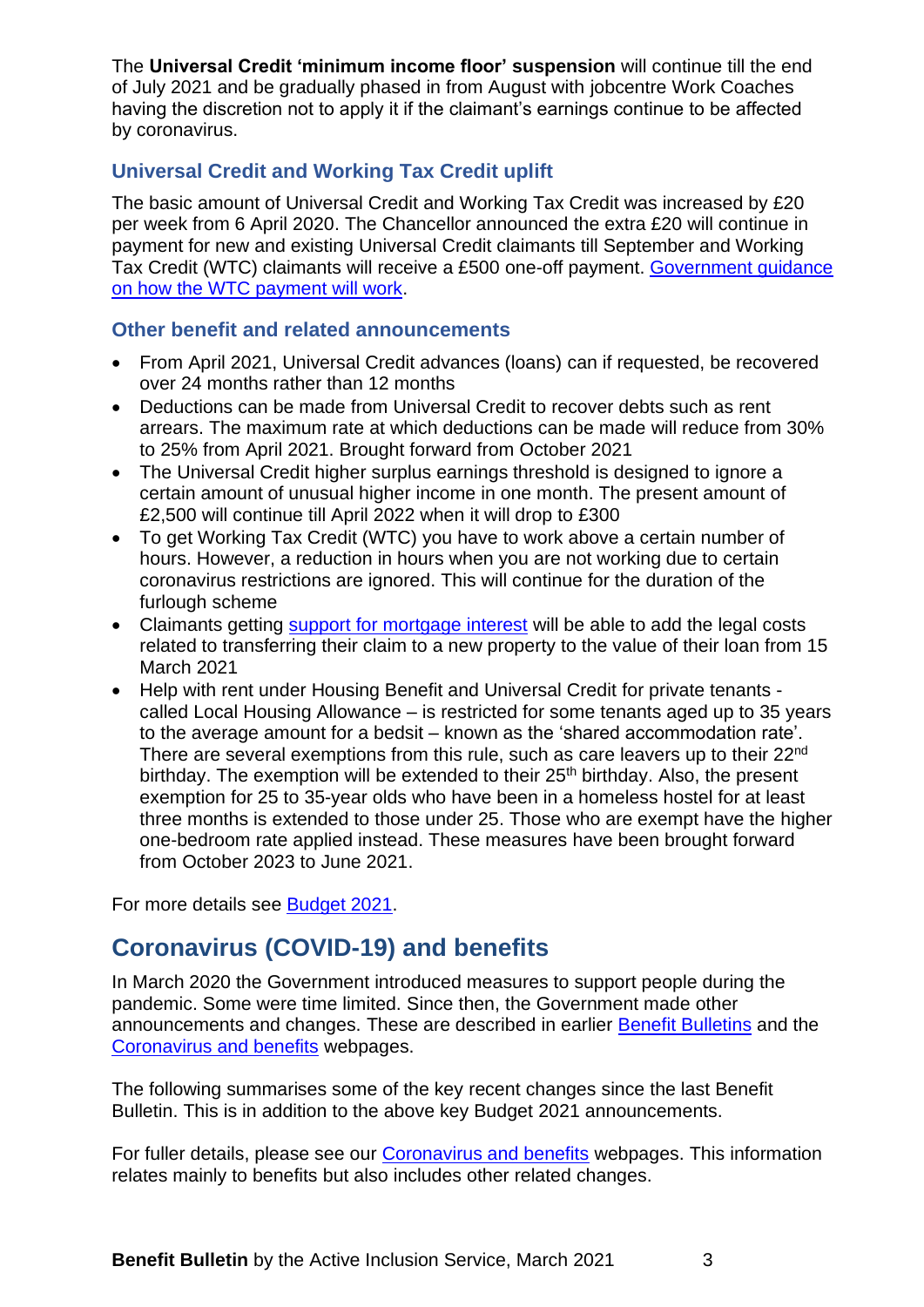The **Universal Credit 'minimum income floor' suspension** will continue till the end of July 2021 and be gradually phased in from August with jobcentre Work Coaches having the discretion not to apply it if the claimant's earnings continue to be affected by coronavirus.

### Universal Credit and Working Tax Credit uplift

The basic amount of Universal Credit and Working Tax Credit was increased by £20 per week from 6 April 2020. The Chancellor announced the extra £20 will continue in payment for new and existing Universal Credit claimants till September and Working Tax Credit (WTC) claimants will receive a £500 one-off payment. [Government guidance on how the WTC payment will work](#).

### Other benefit and related announcements

- From April 2021, Universal Credit advances (loans) can if requested, be recovered over 24 months rather than 12 months
- Deductions can be made from Universal Credit to recover debts such as rent arrears. The maximum rate at which deductions can be made will reduce from 30% to 25% from April 2021. Brought forward from October 2021
- The Universal Credit higher surplus earnings threshold is designed to ignore a certain amount of unusual higher income in one month. The present amount of £2,500 will continue till April 2022 when it will drop to £300
- To get Working Tax Credit (WTC) you have to work above a certain number of hours. However, a reduction in hours when you are not working due to certain coronavirus restrictions are ignored. This will continue for the duration of the furlough scheme
- Claimants getting [support for mortgage interest](#) will be able to add the legal costs related to transferring their claim to a new property to the value of their loan from 15 March 2021
- Help with rent under Housing Benefit and Universal Credit for private tenants - called Local Housing Allowance – is restricted for some tenants aged up to 35 years to the average amount for a bedsit – known as the 'shared accommodation rate'. There are several exemptions from this rule, such as care leavers up to their 22nd birthday. The exemption will be extended to their 25th birthday. Also, the present exemption for 25 to 35-year olds who have been in a homeless hostel for at least three months is extended to those under 25. Those who are exempt have the higher one-bedroom rate applied instead. These measures have been brought forward from October 2023 to June 2021.

For more details see [Budget 2021](#).

## Coronavirus (COVID-19) and benefits

In March 2020 the Government introduced measures to support people during the pandemic. Some were time limited. Since then, the Government made other announcements and changes. These are described in earlier [Benefit Bulletins](#) and the [Coronavirus and benefits](#) webpages.

The following summarises some of the key recent changes since the last Benefit Bulletin. This is in addition to the above key Budget 2021 announcements.

For fuller details, please see our [Coronavirus and benefits](#) webpages. This information relates mainly to benefits but also includes other related changes.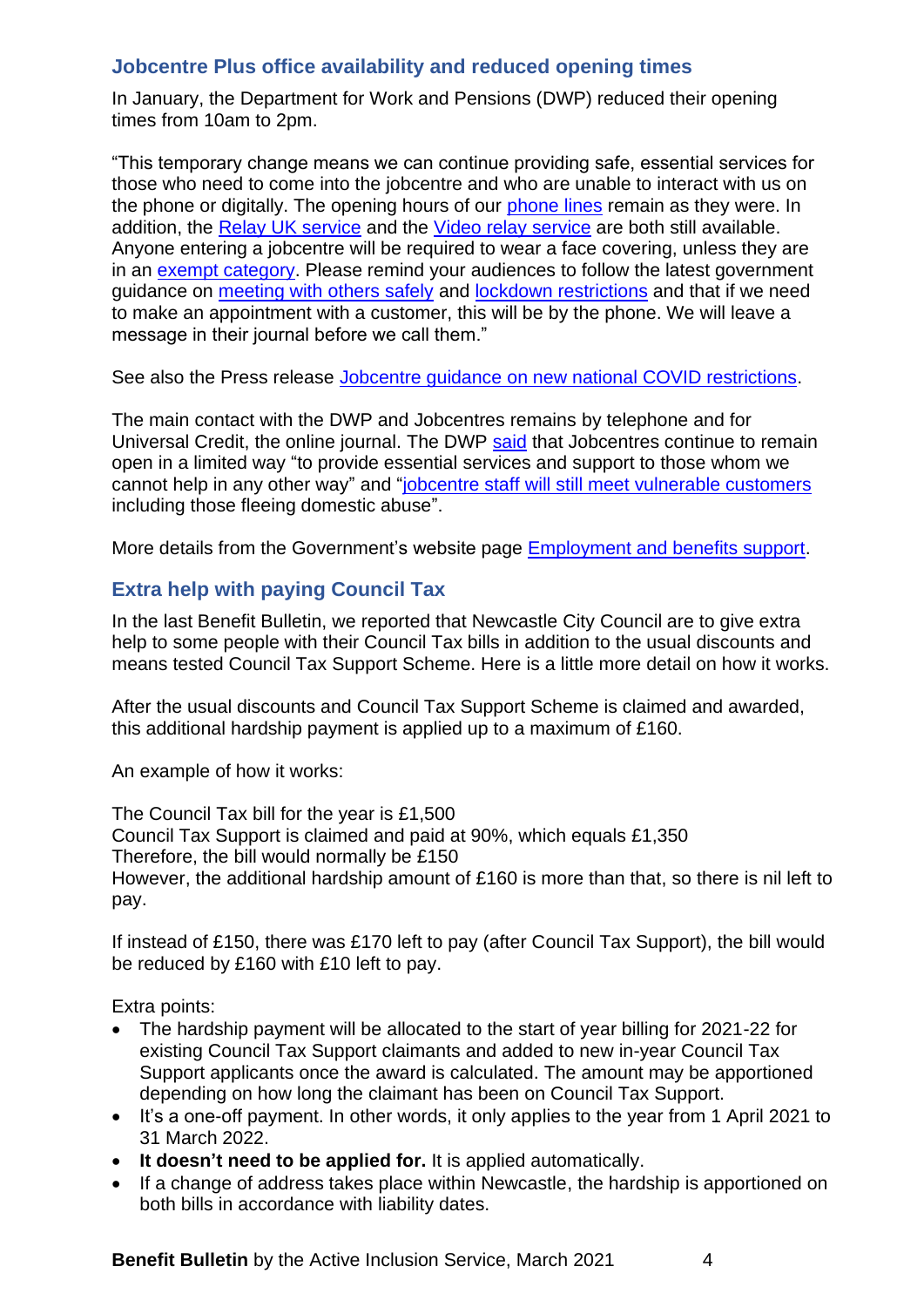## Jobcentre Plus office availability and reduced opening times

In January, the Department for Work and Pensions (DWP) reduced their opening times from 10am to 2pm.

"This temporary change means we can continue providing safe, essential services for those who need to come into the jobcentre and who are unable to interact with us on the phone or digitally. The opening hours of our phone lines remain as they were. In addition, the Relay UK service and the Video relay service are both still available. Anyone entering a jobcentre will be required to wear a face covering, unless they are in an exempt category. Please remind your audiences to follow the latest government guidance on meeting with others safely and lockdown restrictions and that if we need to make an appointment with a customer, this will be by the phone. We will leave a message in their journal before we call them."

See also the Press release Jobcentre guidance on new national COVID restrictions.

The main contact with the DWP and Jobcentres remains by telephone and for Universal Credit, the online journal. The DWP said that Jobcentres continue to remain open in a limited way "to provide essential services and support to those whom we cannot help in any other way" and "jobcentre staff will still meet vulnerable customers including those fleeing domestic abuse".

More details from the Government's website page Employment and benefits support.

## Extra help with paying Council Tax

In the last Benefit Bulletin, we reported that Newcastle City Council are to give extra help to some people with their Council Tax bills in addition to the usual discounts and means tested Council Tax Support Scheme. Here is a little more detail on how it works.

After the usual discounts and Council Tax Support Scheme is claimed and awarded, this additional hardship payment is applied up to a maximum of £160.

An example of how it works:

The Council Tax bill for the year is £1,500
Council Tax Support is claimed and paid at 90%, which equals £1,350
Therefore, the bill would normally be £150
However, the additional hardship amount of £160 is more than that, so there is nil left to pay.

If instead of £150, there was £170 left to pay (after Council Tax Support), the bill would be reduced by £160 with £10 left to pay.

Extra points:

- The hardship payment will be allocated to the start of year billing for 2021-22 for existing Council Tax Support claimants and added to new in-year Council Tax Support applicants once the award is calculated. The amount may be apportioned depending on how long the claimant has been on Council Tax Support.
- It's a one-off payment. In other words, it only applies to the year from 1 April 2021 to 31 March 2022.
- **It doesn't need to be applied for.** It is applied automatically.
- If a change of address takes place within Newcastle, the hardship is apportioned on both bills in accordance with liability dates.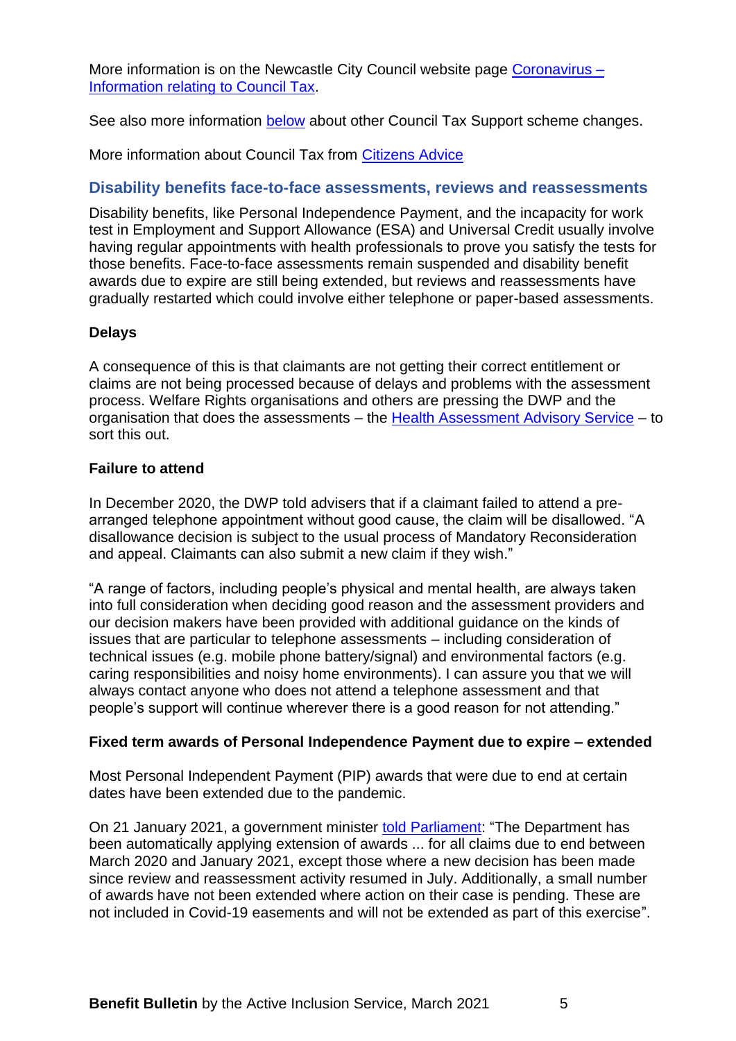More information is on the Newcastle City Council website page [Coronavirus – Information relating to Council Tax](#).

See also more information [below](#) about other Council Tax Support scheme changes.

More information about Council Tax from [Citizens Advice](#)

## Disability benefits face-to-face assessments, reviews and reassessments

Disability benefits, like Personal Independence Payment, and the incapacity for work test in Employment and Support Allowance (ESA) and Universal Credit usually involve having regular appointments with health professionals to prove you satisfy the tests for those benefits. Face-to-face assessments remain suspended and disability benefit awards due to expire are still being extended, but reviews and reassessments have gradually restarted which could involve either telephone or paper-based assessments.

**Delays**

A consequence of this is that claimants are not getting their correct entitlement or claims are not being processed because of delays and problems with the assessment process. Welfare Rights organisations and others are pressing the DWP and the organisation that does the assessments – the [Health Assessment Advisory Service](#) – to sort this out.

**Failure to attend**

In December 2020, the DWP told advisers that if a claimant failed to attend a pre-arranged telephone appointment without good cause, the claim will be disallowed. "A disallowance decision is subject to the usual process of Mandatory Reconsideration and appeal. Claimants can also submit a new claim if they wish."

"A range of factors, including people's physical and mental health, are always taken into full consideration when deciding good reason and the assessment providers and our decision makers have been provided with additional guidance on the kinds of issues that are particular to telephone assessments – including consideration of technical issues (e.g. mobile phone battery/signal) and environmental factors (e.g. caring responsibilities and noisy home environments). I can assure you that we will always contact anyone who does not attend a telephone assessment and that people's support will continue wherever there is a good reason for not attending."

**Fixed term awards of Personal Independence Payment due to expire – extended**

Most Personal Independent Payment (PIP) awards that were due to end at certain dates have been extended due to the pandemic.

On 21 January 2021, a government minister [told Parliament](#): "The Department has been automatically applying extension of awards ... for all claims due to end between March 2020 and January 2021, except those where a new decision has been made since review and reassessment activity resumed in July. Additionally, a small number of awards have not been extended where action on their case is pending. These are not included in Covid-19 easements and will not be extended as part of this exercise".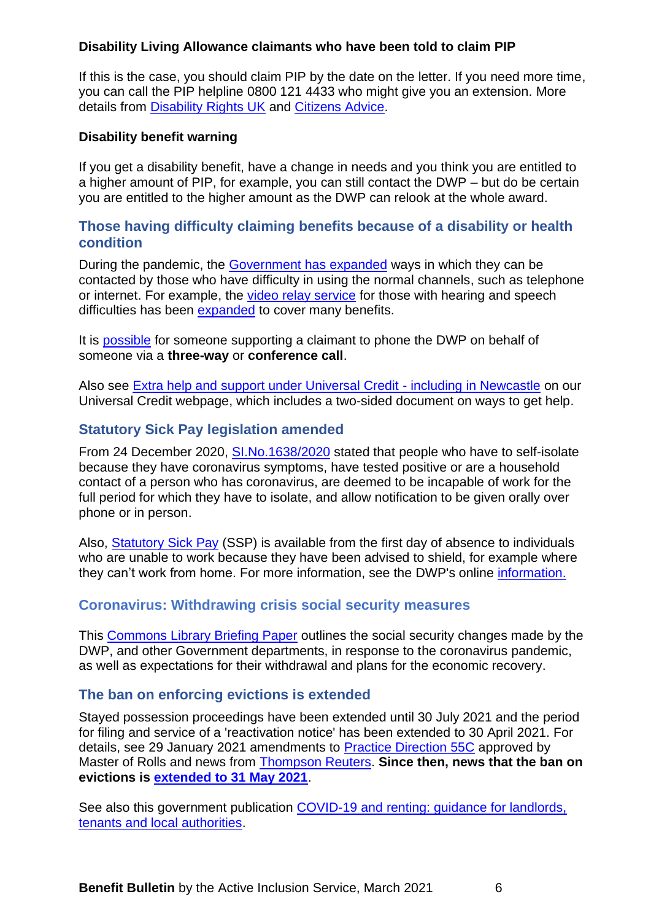**Disability Living Allowance claimants who have been told to claim PIP**

If this is the case, you should claim PIP by the date on the letter. If you need more time, you can call the PIP helpline 0800 121 4433 who might give you an extension. More details from Disability Rights UK and Citizens Advice.

**Disability benefit warning**

If you get a disability benefit, have a change in needs and you think you are entitled to a higher amount of PIP, for example, you can still contact the DWP – but do be certain you are entitled to the higher amount as the DWP can relook at the whole award.

## Those having difficulty claiming benefits because of a disability or health condition

During the pandemic, the Government has expanded ways in which they can be contacted by those who have difficulty in using the normal channels, such as telephone or internet. For example, the video relay service for those with hearing and speech difficulties has been expanded to cover many benefits.

It is possible for someone supporting a claimant to phone the DWP on behalf of someone via a **three-way** or **conference call**.

Also see Extra help and support under Universal Credit - including in Newcastle on our Universal Credit webpage, which includes a two-sided document on ways to get help.

## Statutory Sick Pay legislation amended

From 24 December 2020, SI.No.1638/2020 stated that people who have to self-isolate because they have coronavirus symptoms, have tested positive or are a household contact of a person who has coronavirus, are deemed to be incapable of work for the full period for which they have to isolate, and allow notification to be given orally over phone or in person.

Also, Statutory Sick Pay (SSP) is available from the first day of absence to individuals who are unable to work because they have been advised to shield, for example where they can't work from home. For more information, see the DWP's online information.

## Coronavirus: Withdrawing crisis social security measures

This Commons Library Briefing Paper outlines the social security changes made by the DWP, and other Government departments, in response to the coronavirus pandemic, as well as expectations for their withdrawal and plans for the economic recovery.

## The ban on enforcing evictions is extended

Stayed possession proceedings have been extended until 30 July 2021 and the period for filing and service of a 'reactivation notice' has been extended to 30 April 2021. For details, see 29 January 2021 amendments to Practice Direction 55C approved by Master of Rolls and news from Thompson Reuters. **Since then, news that the ban on evictions is extended to 31 May 2021**.

See also this government publication COVID-19 and renting: guidance for landlords, tenants and local authorities.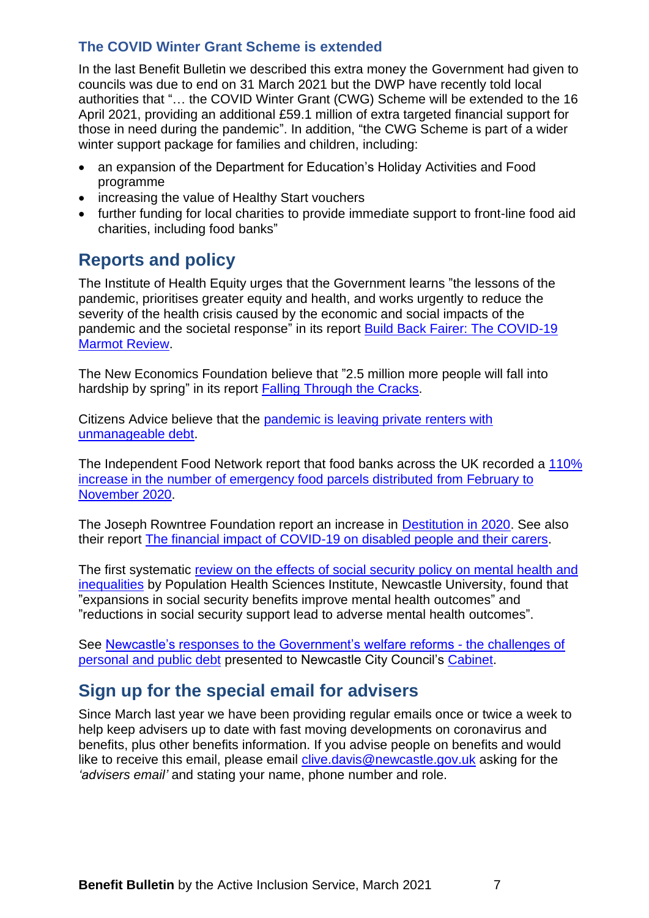### The COVID Winter Grant Scheme is extended

In the last Benefit Bulletin we described this extra money the Government had given to councils was due to end on 31 March 2021 but the DWP have recently told local authorities that "… the COVID Winter Grant (CWG) Scheme will be extended to the 16 April 2021, providing an additional £59.1 million of extra targeted financial support for those in need during the pandemic". In addition, "the CWG Scheme is part of a wider winter support package for families and children, including:

- an expansion of the Department for Education's Holiday Activities and Food programme
- increasing the value of Healthy Start vouchers
- further funding for local charities to provide immediate support to front-line food aid charities, including food banks"

## Reports and policy

The Institute of Health Equity urges that the Government learns "the lessons of the pandemic, prioritises greater equity and health, and works urgently to reduce the severity of the health crisis caused by the economic and social impacts of the pandemic and the societal response" in its report Build Back Fairer: The COVID-19 Marmot Review.

The New Economics Foundation believe that "2.5 million more people will fall into hardship by spring" in its report Falling Through the Cracks.

Citizens Advice believe that the pandemic is leaving private renters with unmanageable debt.

The Independent Food Network report that food banks across the UK recorded a 110% increase in the number of emergency food parcels distributed from February to November 2020.

The Joseph Rowntree Foundation report an increase in Destitution in 2020. See also their report The financial impact of COVID-19 on disabled people and their carers.

The first systematic review on the effects of social security policy on mental health and inequalities by Population Health Sciences Institute, Newcastle University, found that "expansions in social security benefits improve mental health outcomes" and "reductions in social security support lead to adverse mental health outcomes".

See Newcastle's responses to the Government's welfare reforms - the challenges of personal and public debt presented to Newcastle City Council's Cabinet.

## Sign up for the special email for advisers

Since March last year we have been providing regular emails once or twice a week to help keep advisers up to date with fast moving developments on coronavirus and benefits, plus other benefits information. If you advise people on benefits and would like to receive this email, please email clive.davis@newcastle.gov.uk asking for the *'advisers email'* and stating your name, phone number and role.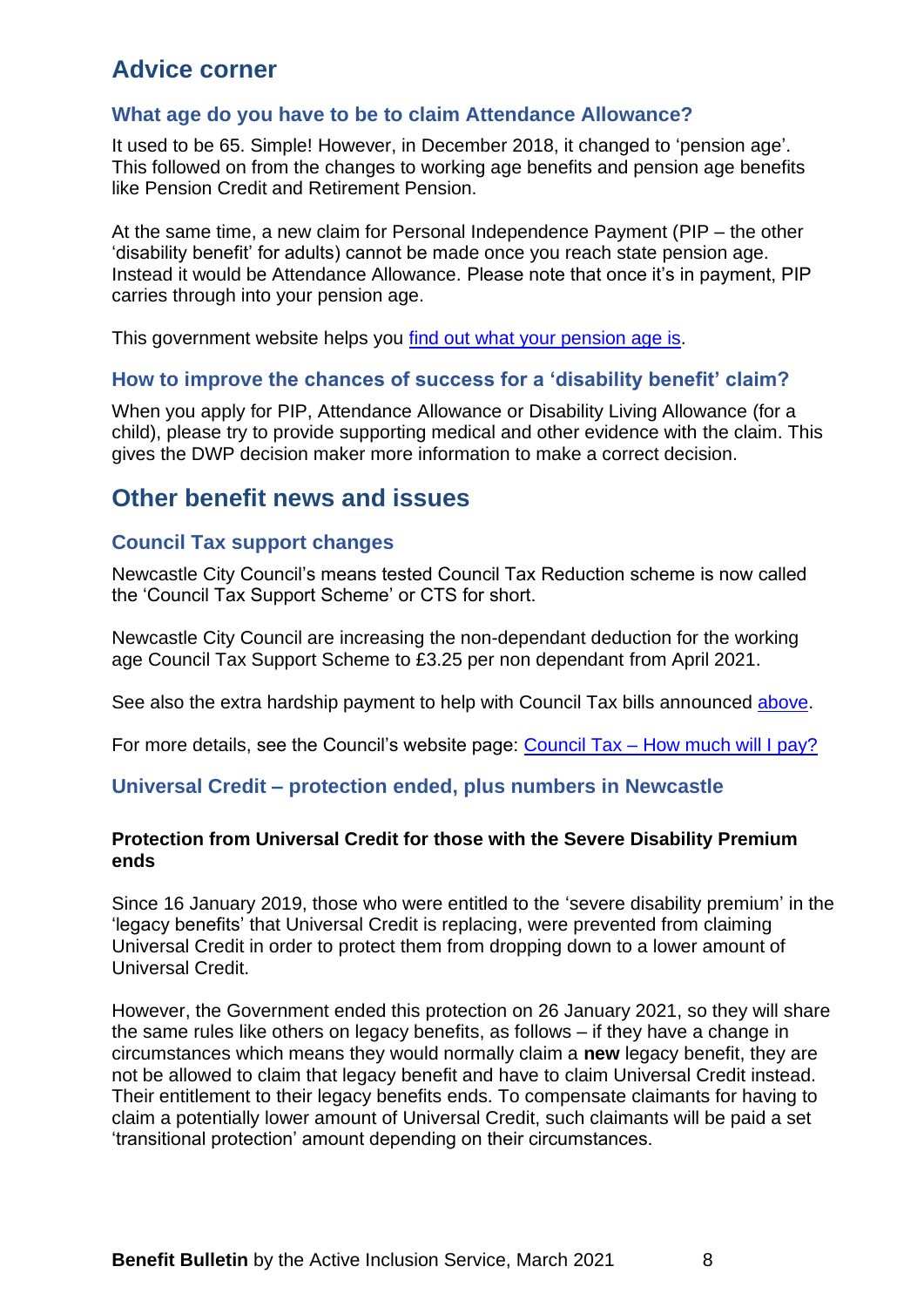## Advice corner

### What age do you have to be to claim Attendance Allowance?

It used to be 65. Simple! However, in December 2018, it changed to 'pension age'. This followed on from the changes to working age benefits and pension age benefits like Pension Credit and Retirement Pension.

At the same time, a new claim for Personal Independence Payment (PIP – the other 'disability benefit' for adults) cannot be made once you reach state pension age. Instead it would be Attendance Allowance. Please note that once it's in payment, PIP carries through into your pension age.

This government website helps you [find out what your pension age is](#).

### How to improve the chances of success for a 'disability benefit' claim?

When you apply for PIP, Attendance Allowance or Disability Living Allowance (for a child), please try to provide supporting medical and other evidence with the claim. This gives the DWP decision maker more information to make a correct decision.

## Other benefit news and issues

### Council Tax support changes

Newcastle City Council's means tested Council Tax Reduction scheme is now called the 'Council Tax Support Scheme' or CTS for short.

Newcastle City Council are increasing the non-dependant deduction for the working age Council Tax Support Scheme to £3.25 per non dependant from April 2021.

See also the extra hardship payment to help with Council Tax bills announced [above](#).

For more details, see the Council's website page: [Council Tax – How much will I pay?](#)

### Universal Credit – protection ended, plus numbers in Newcastle

#### Protection from Universal Credit for those with the Severe Disability Premium ends

Since 16 January 2019, those who were entitled to the 'severe disability premium' in the 'legacy benefits' that Universal Credit is replacing, were prevented from claiming Universal Credit in order to protect them from dropping down to a lower amount of Universal Credit.

However, the Government ended this protection on 26 January 2021, so they will share the same rules like others on legacy benefits, as follows – if they have a change in circumstances which means they would normally claim a **new** legacy benefit, they are not be allowed to claim that legacy benefit and have to claim Universal Credit instead. Their entitlement to their legacy benefits ends. To compensate claimants for having to claim a potentially lower amount of Universal Credit, such claimants will be paid a set 'transitional protection' amount depending on their circumstances.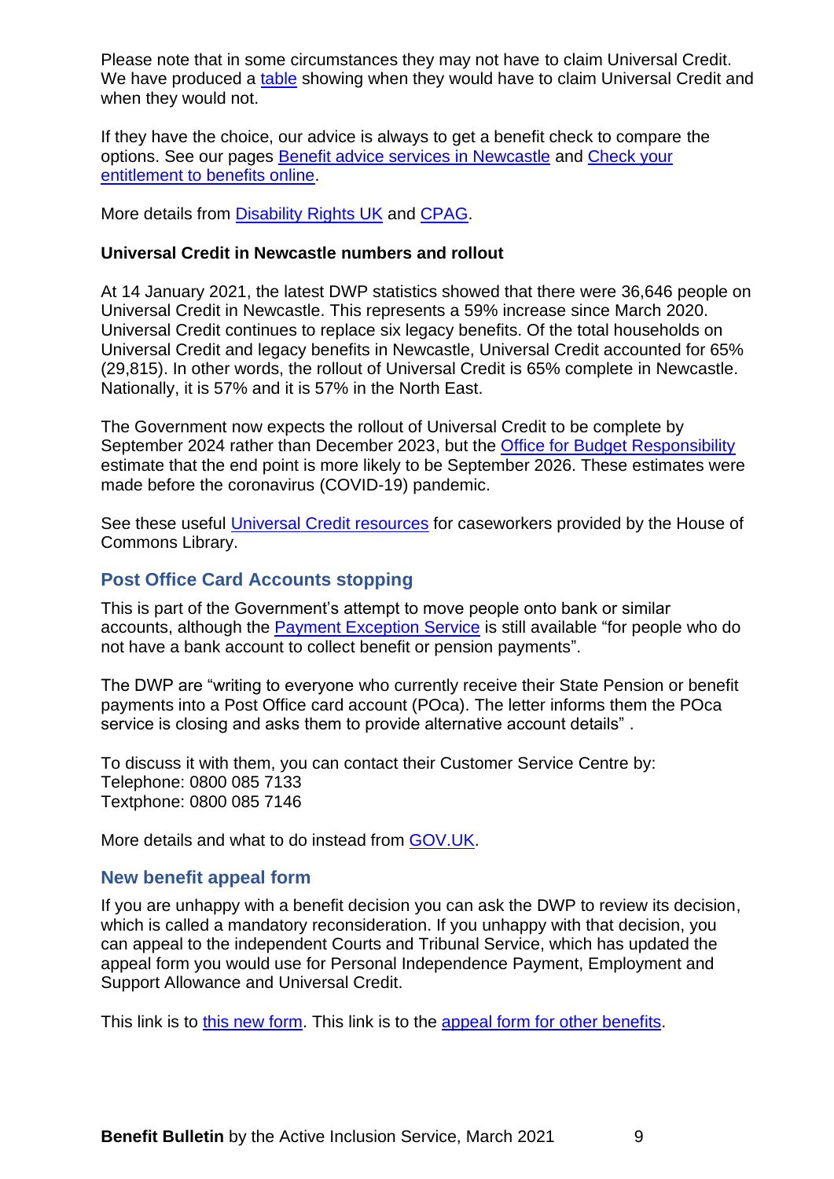Please note that in some circumstances they may not have to claim Universal Credit. We have produced a table showing when they would have to claim Universal Credit and when they would not.

If they have the choice, our advice is always to get a benefit check to compare the options. See our pages Benefit advice services in Newcastle and Check your entitlement to benefits online.

More details from Disability Rights UK and CPAG.

**Universal Credit in Newcastle numbers and rollout**

At 14 January 2021, the latest DWP statistics showed that there were 36,646 people on Universal Credit in Newcastle. This represents a 59% increase since March 2020. Universal Credit continues to replace six legacy benefits. Of the total households on Universal Credit and legacy benefits in Newcastle, Universal Credit accounted for 65% (29,815). In other words, the rollout of Universal Credit is 65% complete in Newcastle. Nationally, it is 57% and it is 57% in the North East.

The Government now expects the rollout of Universal Credit to be complete by September 2024 rather than December 2023, but the Office for Budget Responsibility estimate that the end point is more likely to be September 2026. These estimates were made before the coronavirus (COVID-19) pandemic.

See these useful Universal Credit resources for caseworkers provided by the House of Commons Library.

## Post Office Card Accounts stopping

This is part of the Government's attempt to move people onto bank or similar accounts, although the Payment Exception Service is still available "for people who do not have a bank account to collect benefit or pension payments".

The DWP are "writing to everyone who currently receive their State Pension or benefit payments into a Post Office card account (POca). The letter informs them the POca service is closing and asks them to provide alternative account details" .

To discuss it with them, you can contact their Customer Service Centre by:
Telephone: 0800 085 7133
Textphone: 0800 085 7146

More details and what to do instead from GOV.UK.

## New benefit appeal form

If you are unhappy with a benefit decision you can ask the DWP to review its decision, which is called a mandatory reconsideration. If you unhappy with that decision, you can appeal to the independent Courts and Tribunal Service, which has updated the appeal form you would use for Personal Independence Payment, Employment and Support Allowance and Universal Credit.

This link is to this new form. This link is to the appeal form for other benefits.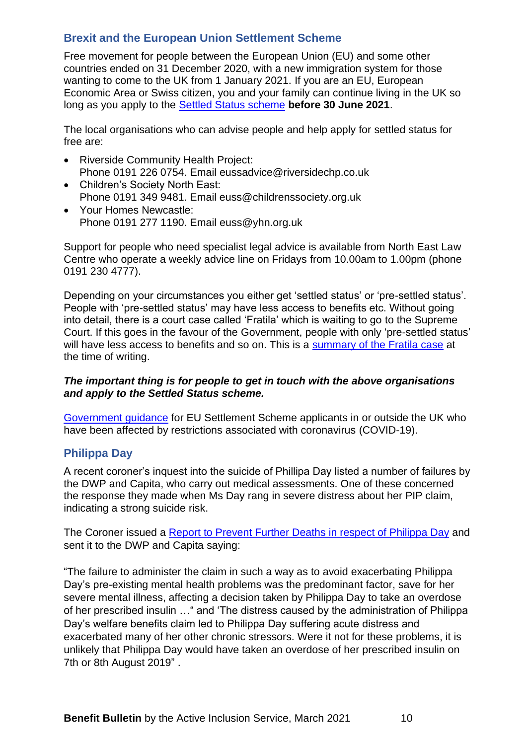## Brexit and the European Union Settlement Scheme

Free movement for people between the European Union (EU) and some other countries ended on 31 December 2020, with a new immigration system for those wanting to come to the UK from 1 January 2021. If you are an EU, European Economic Area or Swiss citizen, you and your family can continue living in the UK so long as you apply to the Settled Status scheme **before 30 June 2021**.

The local organisations who can advise people and help apply for settled status for free are:

- Riverside Community Health Project:
  Phone 0191 226 0754. Email eussadvice@riversidechp.co.uk
- Children's Society North East:
  Phone 0191 349 9481. Email euss@childrenssociety.org.uk
- Your Homes Newcastle:
  Phone 0191 277 1190. Email euss@yhn.org.uk

Support for people who need specialist legal advice is available from North East Law Centre who operate a weekly advice line on Fridays from 10.00am to 1.00pm (phone 0191 230 4777).

Depending on your circumstances you either get 'settled status' or 'pre-settled status'. People with 'pre-settled status' may have less access to benefits etc. Without going into detail, there is a court case called 'Fratila' which is waiting to go to the Supreme Court. If this goes in the favour of the Government, people with only 'pre-settled status' will have less access to benefits and so on. This is a summary of the Fratila case at the time of writing.

***The important thing is for people to get in touch with the above organisations and apply to the Settled Status scheme.***

Government guidance for EU Settlement Scheme applicants in or outside the UK who have been affected by restrictions associated with coronavirus (COVID-19).

## Philippa Day

A recent coroner's inquest into the suicide of Phillipa Day listed a number of failures by the DWP and Capita, who carry out medical assessments. One of these concerned the response they made when Ms Day rang in severe distress about her PIP claim, indicating a strong suicide risk.

The Coroner issued a Report to Prevent Further Deaths in respect of Philippa Day and sent it to the DWP and Capita saying:

"The failure to administer the claim in such a way as to avoid exacerbating Philippa Day's pre-existing mental health problems was the predominant factor, save for her severe mental illness, affecting a decision taken by Philippa Day to take an overdose of her prescribed insulin …" and 'The distress caused by the administration of Philippa Day's welfare benefits claim led to Philippa Day suffering acute distress and exacerbated many of her other chronic stressors. Were it not for these problems, it is unlikely that Philippa Day would have taken an overdose of her prescribed insulin on 7th or 8th August 2019" .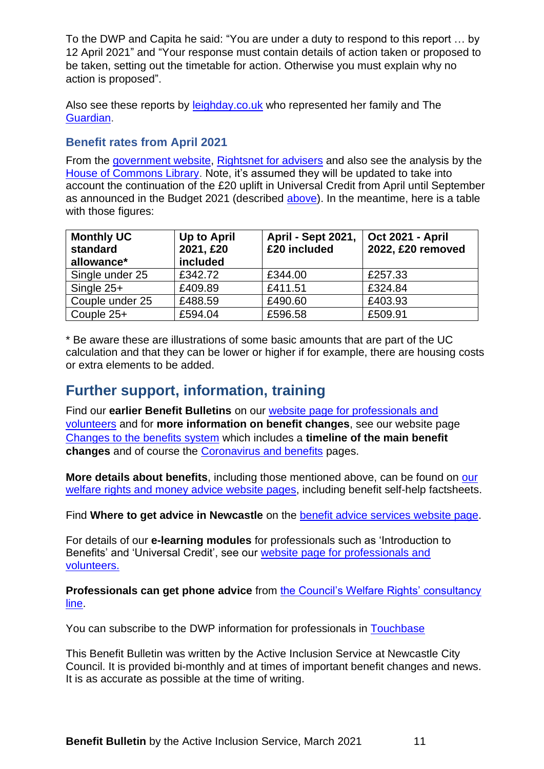To the DWP and Capita he said: “You are under a duty to respond to this report … by 12 April 2021” and “Your response must contain details of action taken or proposed to be taken, setting out the timetable for action. Otherwise you must explain why no action is proposed”.

Also see these reports by leighday.co.uk who represented her family and The Guardian.

### Benefit rates from April 2021

From the government website, Rightsnet for advisers and also see the analysis by the House of Commons Library. Note, it’s assumed they will be updated to take into account the continuation of the £20 uplift in Universal Credit from April until September as announced in the Budget 2021 (described above). In the meantime, here is a table with those figures:

| Monthly UC standard allowance* | Up to April 2021, £20 included | April - Sept 2021, £20 included | Oct 2021 - April 2022, £20 removed |
|---|---|---|---|
| Single under 25 | £342.72 | £344.00 | £257.33 |
| Single 25+ | £409.89 | £411.51 | £324.84 |
| Couple under 25 | £488.59 | £490.60 | £403.93 |
| Couple 25+ | £594.04 | £596.58 | £509.91 |

* Be aware these are illustrations of some basic amounts that are part of the UC calculation and that they can be lower or higher if for example, there are housing costs or extra elements to be added.

## Further support, information, training

Find our **earlier Benefit Bulletins** on our website page for professionals and volunteers and for **more information on benefit changes**, see our website page Changes to the benefits system which includes a **timeline of the main benefit changes** and of course the Coronavirus and benefits pages.

**More details about benefits**, including those mentioned above, can be found on our welfare rights and money advice website pages, including benefit self-help factsheets.

Find **Where to get advice in Newcastle** on the benefit advice services website page.

For details of our **e-learning modules** for professionals such as ‘Introduction to Benefits’ and ‘Universal Credit’, see our website page for professionals and volunteers.

**Professionals can get phone advice** from the Council’s Welfare Rights’ consultancy line.

You can subscribe to the DWP information for professionals in Touchbase

This Benefit Bulletin was written by the Active Inclusion Service at Newcastle City Council. It is provided bi-monthly and at times of important benefit changes and news. It is as accurate as possible at the time of writing.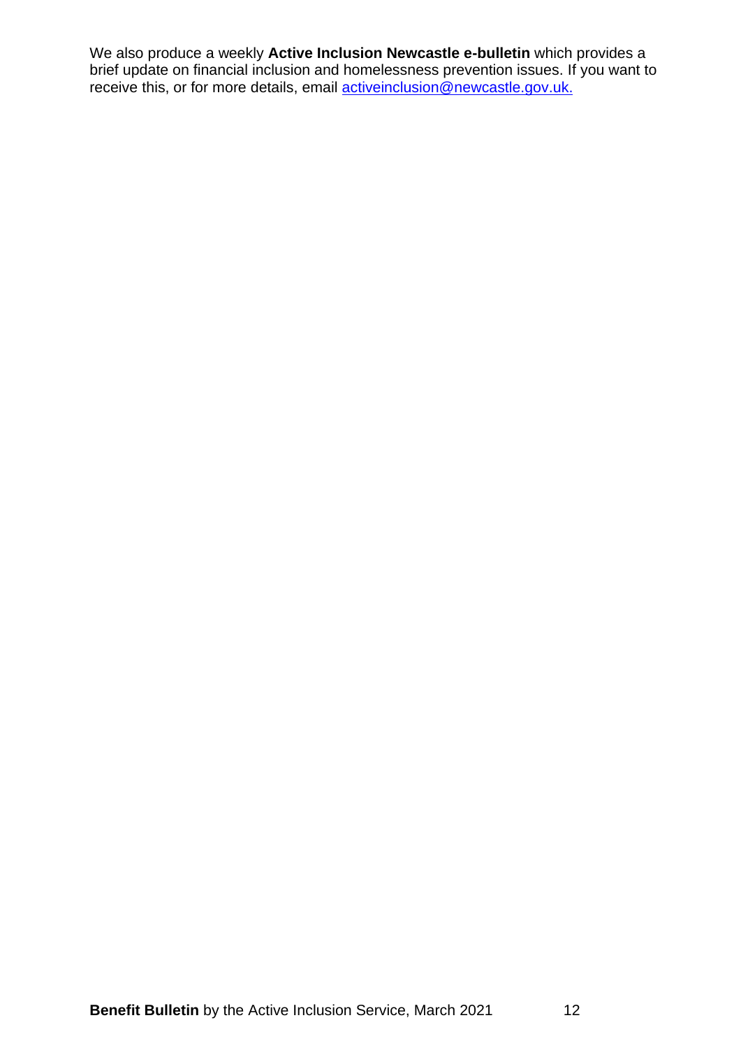We also produce a weekly **Active Inclusion Newcastle e-bulletin** which provides a brief update on financial inclusion and homelessness prevention issues. If you want to receive this, or for more details, email [activeinclusion@newcastle.gov.uk.](mailto:activeinclusion@newcastle.gov.uk)